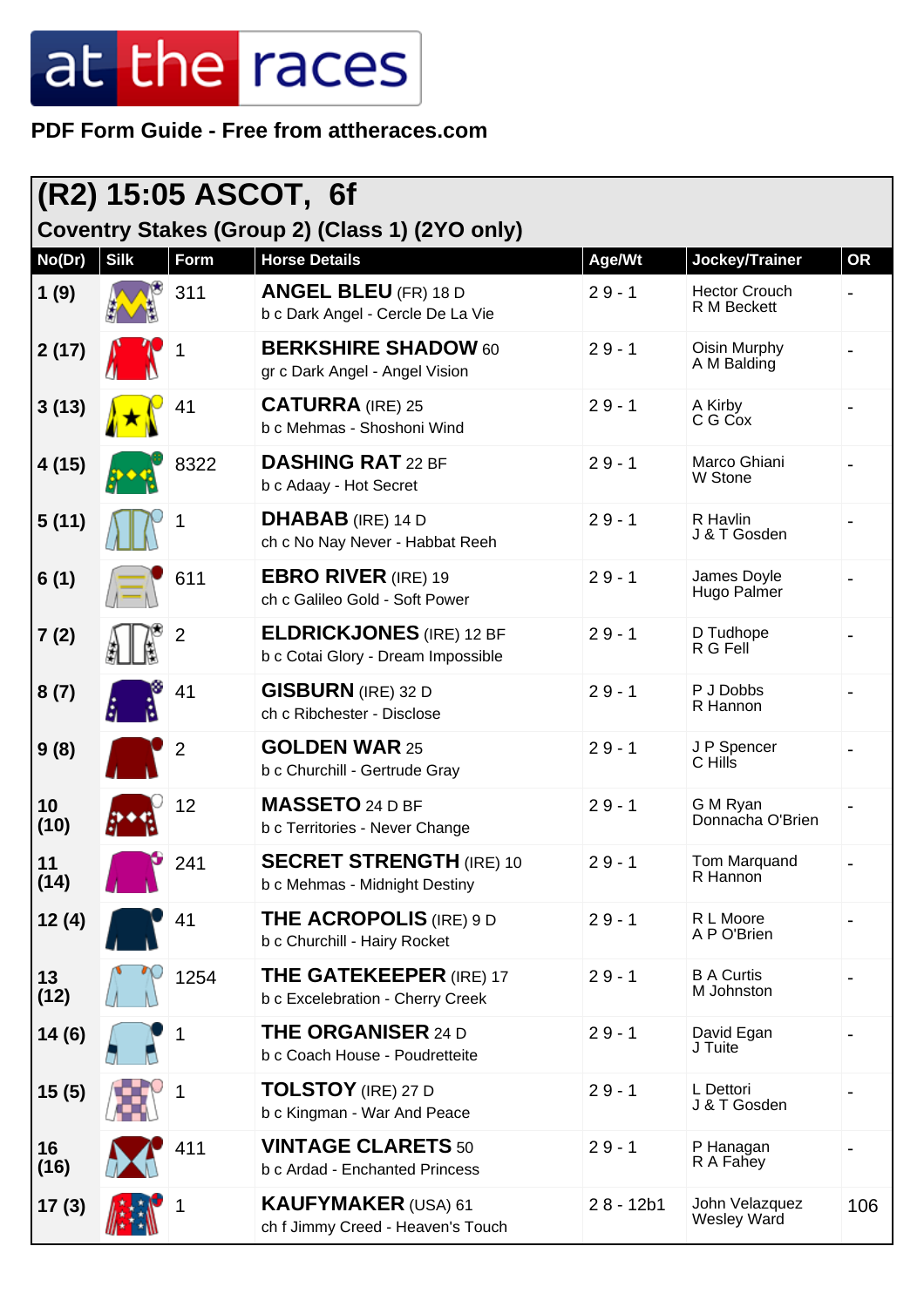# at the races

**PDF Form Guide - Free from attheraces.com**

## (R2) 15:05 ASCOT, 6f

### Coventry Stakes (Group 2) (Class 1) (2YO only)

| No(Dr) | Silk | Form | Horse Details | Age/Wt | Jockey/Trainer | OR |
|---|---|---|---|---|---|---|
| 1 (9) | | 311 | **ANGEL BLEU** (FR) 18 D<br>b c Dark Angel - Cercle De La Vie | 2 9 - 1 | Hector Crouch<br>R M Beckett | - |
| 2 (17) | | 1 | **BERKSHIRE SHADOW** 60<br>gr c Dark Angel - Angel Vision | 2 9 - 1 | Oisin Murphy<br>A M Balding | - |
| 3 (13) | | 41 | **CATURRA** (IRE) 25<br>b c Mehmas - Shoshoni Wind | 2 9 - 1 | A Kirby<br>C G Cox | - |
| 4 (15) | | 8322 | **DASHING RAT** 22 BF<br>b c Adaay - Hot Secret | 2 9 - 1 | Marco Ghiani<br>W Stone | - |
| 5 (11) | | 1 | **DHABAB** (IRE) 14 D<br>ch c No Nay Never - Habbat Reeh | 2 9 - 1 | R Havlin<br>J & T Gosden | - |
| 6 (1) | | 611 | **EBRO RIVER** (IRE) 19<br>ch c Galileo Gold - Soft Power | 2 9 - 1 | James Doyle<br>Hugo Palmer | - |
| 7 (2) | | 2 | **ELDRICKJONES** (IRE) 12 BF<br>b c Cotai Glory - Dream Impossible | 2 9 - 1 | D Tudhope<br>R G Fell | - |
| 8 (7) | | 41 | **GISBURN** (IRE) 32 D<br>ch c Ribchester - Disclose | 2 9 - 1 | P J Dobbs<br>R Hannon | - |
| 9 (8) | | 2 | **GOLDEN WAR** 25<br>b c Churchill - Gertrude Gray | 2 9 - 1 | J P Spencer<br>C Hills | - |
| 10 (10) | | 12 | **MASSETO** 24 D BF<br>b c Territories - Never Change | 2 9 - 1 | G M Ryan<br>Donnacha O'Brien | - |
| 11 (14) | | 241 | **SECRET STRENGTH** (IRE) 10<br>b c Mehmas - Midnight Destiny | 2 9 - 1 | Tom Marquand<br>R Hannon | - |
| 12 (4) | | 41 | **THE ACROPOLIS** (IRE) 9 D<br>b c Churchill - Hairy Rocket | 2 9 - 1 | R L Moore<br>A P O'Brien | - |
| 13 (12) | | 1254 | **THE GATEKEEPER** (IRE) 17<br>b c Excelebration - Cherry Creek | 2 9 - 1 | B A Curtis<br>M Johnston | - |
| 14 (6) | | 1 | **THE ORGANISER** 24 D<br>b c Coach House - Poudretteite | 2 9 - 1 | David Egan<br>J Tuite | - |
| 15 (5) | | 1 | **TOLSTOY** (IRE) 27 D<br>b c Kingman - War And Peace | 2 9 - 1 | L Dettori<br>J & T Gosden | - |
| 16 (16) | | 411 | **VINTAGE CLARETS** 50<br>b c Ardad - Enchanted Princess | 2 9 - 1 | P Hanagan<br>R A Fahey | - |
| 17 (3) | | 1 | **KAUFYMAKER** (USA) 61<br>ch f Jimmy Creed - Heaven's Touch | 2 8 - 12b1 | John Velazquez<br>Wesley Ward | 106 |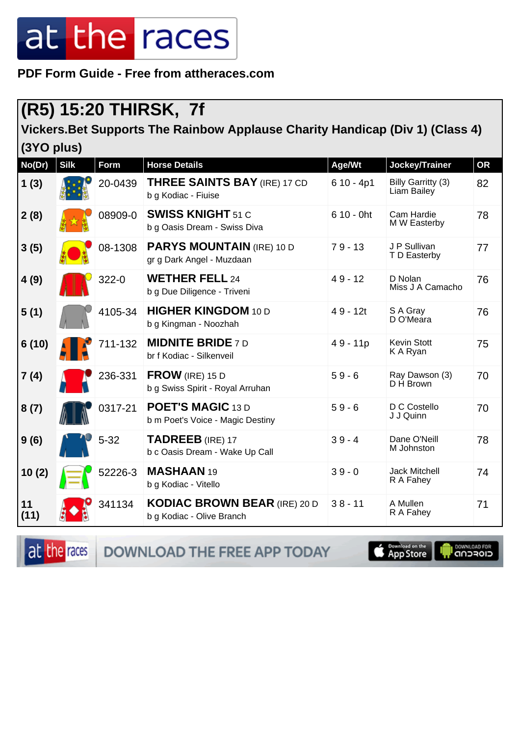# at the races

**PDF Form Guide - Free from attheraces.com**

## (R5) 15:20 THIRSK, 7f

### Vickers.Bet Supports The Rainbow Applause Charity Handicap (Div 1) (Class 4) (3YO plus)

| No(Dr) | Silk | Form | Horse Details | Age/Wt | Jockey/Trainer | OR |
|---|---|---|---|---|---|---|
| 1 (3) | | 20-0439 | **THREE SAINTS BAY** (IRE) 17 CD<br>b g Kodiac - Fiuise | 6 10 - 4p1 | Billy Garritty (3)<br>Liam Bailey | 82 |
| 2 (8) | | 08909-0 | **SWISS KNIGHT** 51 C<br>b g Oasis Dream - Swiss Diva | 6 10 - 0ht | Cam Hardie<br>M W Easterby | 78 |
| 3 (5) | | 08-1308 | **PARYS MOUNTAIN** (IRE) 10 D<br>gr g Dark Angel - Muzdaan | 7 9 - 13 | J P Sullivan<br>T D Easterby | 77 |
| 4 (9) | | 322-0 | **WETHER FELL** 24<br>b g Due Diligence - Triveni | 4 9 - 12 | D Nolan<br>Miss J A Camacho | 76 |
| 5 (1) | | 4105-34 | **HIGHER KINGDOM** 10 D<br>b g Kingman - Noozhah | 4 9 - 12t | S A Gray<br>D O'Meara | 76 |
| 6 (10) | | 711-132 | **MIDNITE BRIDE** 7 D<br>br f Kodiac - Silkenveil | 4 9 - 11p | Kevin Stott<br>K A Ryan | 75 |
| 7 (4) | | 236-331 | **FROW** (IRE) 15 D<br>b g Swiss Spirit - Royal Arruhan | 5 9 - 6 | Ray Dawson (3)<br>D H Brown | 70 |
| 8 (7) | | 0317-21 | **POET'S MAGIC** 13 D<br>b m Poet's Voice - Magic Destiny | 5 9 - 6 | D C Costello<br>J J Quinn | 70 |
| 9 (6) | | 5-32 | **TADREEB** (IRE) 17<br>b c Oasis Dream - Wake Up Call | 3 9 - 4 | Dane O'Neill<br>M Johnston | 78 |
| 10 (2) | | 52226-3 | **MASHAAN** 19<br>b g Kodiac - Vitello | 3 9 - 0 | Jack Mitchell<br>R A Fahey | 74 |
| 11 (11) | | 341134 | **KODIAC BROWN BEAR** (IRE) 20 D<br>b g Kodiac - Olive Branch | 3 8 - 11 | A Mullen<br>R A Fahey | 71 |

DOWNLOAD THE FREE APP TODAY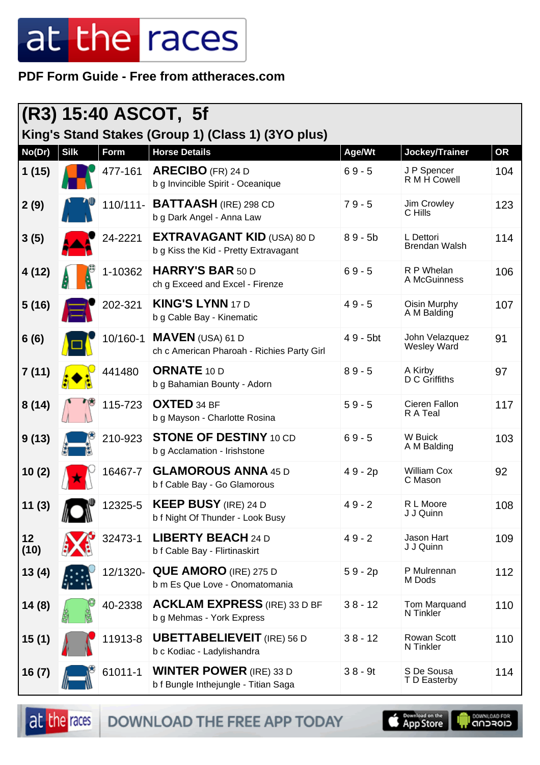# at the races

**PDF Form Guide - Free from attheraces.com**

## (R3) 15:40 ASCOT, 5f

### King's Stand Stakes (Group 1) (Class 1) (3YO plus)

| No(Dr) | Silk | Form | Horse Details | Age/Wt | Jockey/Trainer | OR |
|---|---|---|---|---|---|---|
| 1 (15) | | 477-161 | **ARECIBO** (FR) 24 D<br>b g Invincible Spirit - Oceanique | 6 9 - 5 | J P Spencer<br>R M H Cowell | 104 |
| 2 (9) | | 110/111- | **BATTAASH** (IRE) 298 CD<br>b g Dark Angel - Anna Law | 7 9 - 5 | Jim Crowley<br>C Hills | 123 |
| 3 (5) | | 24-2221 | **EXTRAVAGANT KID** (USA) 80 D<br>b g Kiss the Kid - Pretty Extravagant | 8 9 - 5b | L Dettori<br>Brendan Walsh | 114 |
| 4 (12) | | 1-10362 | **HARRY'S BAR** 50 D<br>ch g Exceed and Excel - Firenze | 6 9 - 5 | R P Whelan<br>A McGuinness | 106 |
| 5 (16) | | 202-321 | **KING'S LYNN** 17 D<br>b g Cable Bay - Kinematic | 4 9 - 5 | Oisin Murphy<br>A M Balding | 107 |
| 6 (6) | | 10/160-1 | **MAVEN** (USA) 61 D<br>ch c American Pharoah - Richies Party Girl | 4 9 - 5bt | John Velazquez<br>Wesley Ward | 91 |
| 7 (11) | | 441480 | **ORNATE** 10 D<br>b g Bahamian Bounty - Adorn | 8 9 - 5 | A Kirby<br>D C Griffiths | 97 |
| 8 (14) | | 115-723 | **OXTED** 34 BF<br>b g Mayson - Charlotte Rosina | 5 9 - 5 | Cieren Fallon<br>R A Teal | 117 |
| 9 (13) | | 210-923 | **STONE OF DESTINY** 10 CD<br>b g Acclamation - Irishstone | 6 9 - 5 | W Buick<br>A M Balding | 103 |
| 10 (2) | | 16467-7 | **GLAMOROUS ANNA** 45 D<br>b f Cable Bay - Go Glamorous | 4 9 - 2p | William Cox<br>C Mason | 92 |
| 11 (3) | | 12325-5 | **KEEP BUSY** (IRE) 24 D<br>b f Night Of Thunder - Look Busy | 4 9 - 2 | R L Moore<br>J J Quinn | 108 |
| 12 (10) | | 32473-1 | **LIBERTY BEACH** 24 D<br>b f Cable Bay - Flirtinaskirt | 4 9 - 2 | Jason Hart<br>J J Quinn | 109 |
| 13 (4) | | 12/1320- | **QUE AMORO** (IRE) 275 D<br>b m Es Que Love - Onomatomania | 5 9 - 2p | P Mulrennan<br>M Dods | 112 |
| 14 (8) | | 40-2338 | **ACKLAM EXPRESS** (IRE) 33 D BF<br>b g Mehmas - York Express | 3 8 - 12 | Tom Marquand<br>N Tinkler | 110 |
| 15 (1) | | 11913-8 | **UBETTABELIEVEIT** (IRE) 56 D<br>b c Kodiac - Ladylishandra | 3 8 - 12 | Rowan Scott<br>N Tinkler | 110 |
| 16 (7) | | 61011-1 | **WINTER POWER** (IRE) 33 D<br>b f Bungle Inthejungle - Titian Saga | 3 8 - 9t | S De Sousa<br>T D Easterby | 114 |

DOWNLOAD THE FREE APP TODAY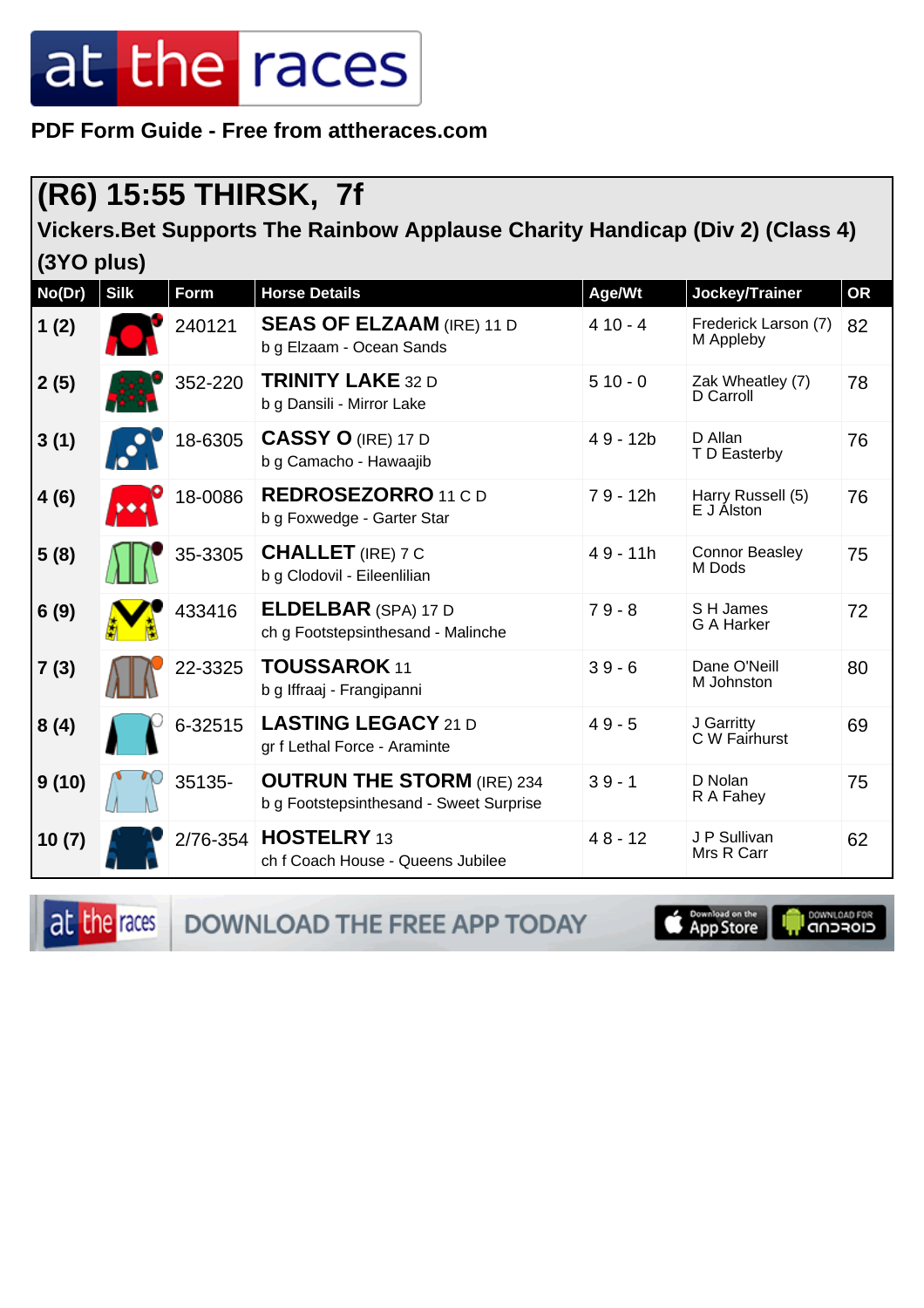PDF Form Guide - Free from attheraces.com

## (R6) 15:55 THIRSK, 7f

### Vickers.Bet Supports The Rainbow Applause Charity Handicap (Div 2) (Class 4) (3YO plus)

| No(Dr) | Silk | Form | Horse Details | Age/Wt | Jockey/Trainer | OR |
|---|---|---|---|---|---|---|
| 1 (2) | | 240121 | **SEAS OF ELZAAM** (IRE) 11 D<br>b g Elzaam - Ocean Sands | 4 10 - 4 | Frederick Larson (7)<br>M Appleby | 82 |
| 2 (5) | | 352-220 | **TRINITY LAKE** 32 D<br>b g Dansili - Mirror Lake | 5 10 - 0 | Zak Wheatley (7)<br>D Carroll | 78 |
| 3 (1) | | 18-6305 | **CASSY O** (IRE) 17 D<br>b g Camacho - Hawaajib | 4 9 - 12b | D Allan<br>T D Easterby | 76 |
| 4 (6) | | 18-0086 | **REDROSEZORRO** 11 C D<br>b g Foxwedge - Garter Star | 7 9 - 12h | Harry Russell (5)<br>E J Alston | 76 |
| 5 (8) | | 35-3305 | **CHALLET** (IRE) 7 C<br>b g Clodovil - Eileenlilian | 4 9 - 11h | Connor Beasley<br>M Dods | 75 |
| 6 (9) | | 433416 | **ELDELBAR** (SPA) 17 D<br>ch g Footstepsinthesand - Malinche | 7 9 - 8 | S H James<br>G A Harker | 72 |
| 7 (3) | | 22-3325 | **TOUSSAROK** 11<br>b g Iffraaj - Frangipanni | 3 9 - 6 | Dane O'Neill<br>M Johnston | 80 |
| 8 (4) | | 6-32515 | **LASTING LEGACY** 21 D<br>gr f Lethal Force - Araminte | 4 9 - 5 | J Garritty<br>C W Fairhurst | 69 |
| 9 (10) | | 35135- | **OUTRUN THE STORM** (IRE) 234<br>b g Footstepsinthesand - Sweet Surprise | 3 9 - 1 | D Nolan<br>R A Fahey | 75 |
| 10 (7) | | 2/76-354 | **HOSTELRY** 13<br>ch f Coach House - Queens Jubilee | 4 8 - 12 | J P Sullivan<br>Mrs R Carr | 62 |

DOWNLOAD THE FREE APP TODAY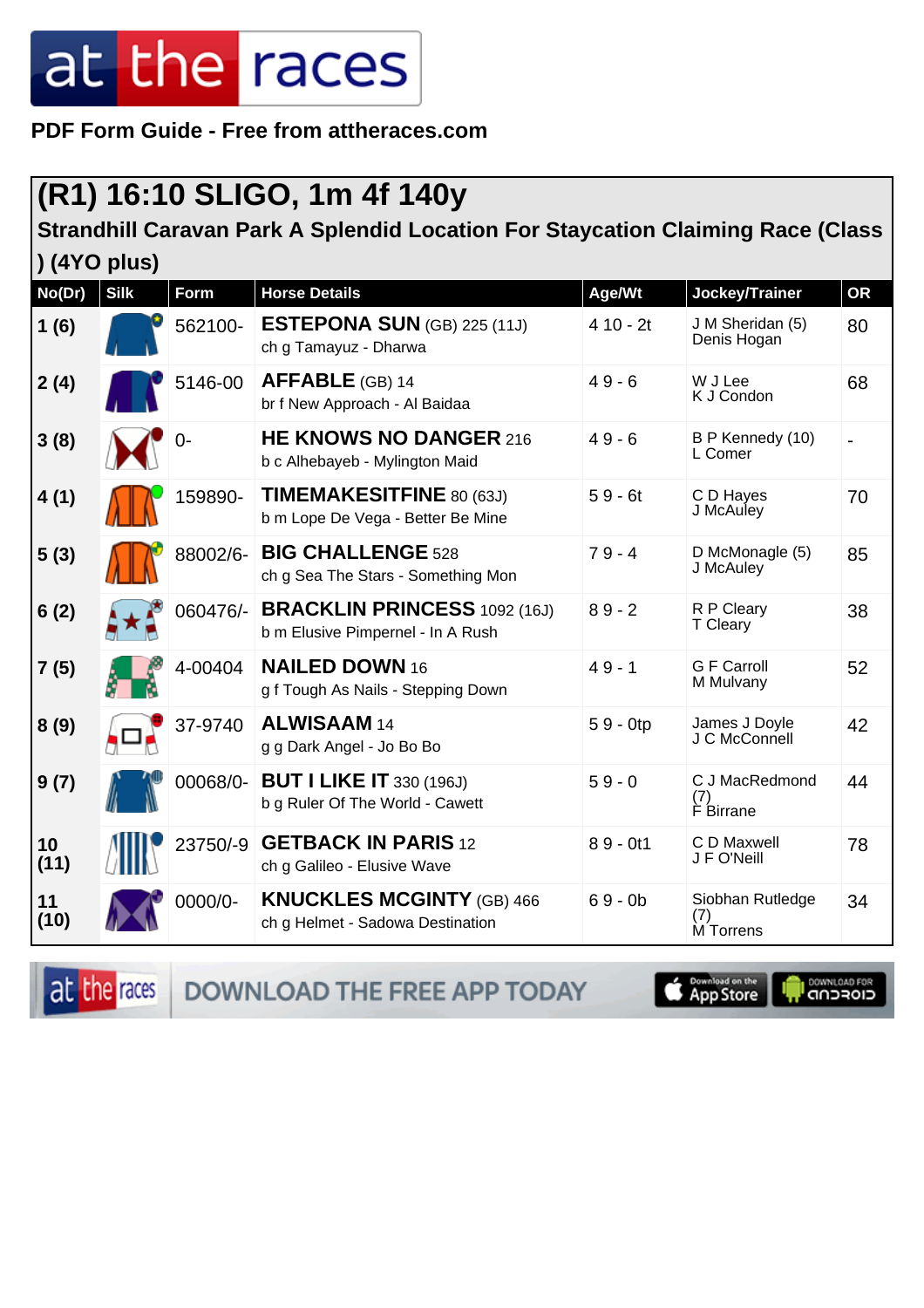PDF Form Guide - Free from attheraces.com

## (R1) 16:10 SLIGO, 1m 4f 140y

### Strandhill Caravan Park A Splendid Location For Staycation Claiming Race (Class ) (4YO plus)

| No(Dr) | Silk | Form | Horse Details | Age/Wt | Jockey/Trainer | OR |
|---|---|---|---|---|---|---|
| 1 (6) | | 562100- | **ESTEPONA SUN** (GB) 225 (11J) ch g Tamayuz - Dharwa | 4 10 - 2t | J M Sheridan (5) Denis Hogan | 80 |
| 2 (4) | | 5146-00 | **AFFABLE** (GB) 14 br f New Approach - Al Baidaa | 4 9 - 6 | W J Lee K J Condon | 68 |
| 3 (8) | | 0- | **HE KNOWS NO DANGER** 216 b c Alhebayeb - Mylington Maid | 4 9 - 6 | B P Kennedy (10) L Comer | - |
| 4 (1) | | 159890- | **TIMEMAKESITFINE** 80 (63J) b m Lope De Vega - Better Be Mine | 5 9 - 6t | C D Hayes J McAuley | 70 |
| 5 (3) | | 88002/6- | **BIG CHALLENGE** 528 ch g Sea The Stars - Something Mon | 7 9 - 4 | D McMonagle (5) J McAuley | 85 |
| 6 (2) | | 060476/- | **BRACKLIN PRINCESS** 1092 (16J) b m Elusive Pimpernel - In A Rush | 8 9 - 2 | R P Cleary T Cleary | 38 |
| 7 (5) | | 4-00404 | **NAILED DOWN** 16 g f Tough As Nails - Stepping Down | 4 9 - 1 | G F Carroll M Mulvany | 52 |
| 8 (9) | | 37-9740 | **ALWISAAM** 14 g g Dark Angel - Jo Bo Bo | 5 9 - 0tp | James J Doyle J C McConnell | 42 |
| 9 (7) | | 00068/0- | **BUT I LIKE IT** 330 (196J) b g Ruler Of The World - Cawett | 5 9 - 0 | C J MacRedmond (7) F Birrane | 44 |
| 10 (11) | | 23750/-9 | **GETBACK IN PARIS** 12 ch g Galileo - Elusive Wave | 8 9 - 0t1 | C D Maxwell J F O'Neill | 78 |
| 11 (10) | | 0000/0- | **KNUCKLES MCGINTY** (GB) 466 ch g Helmet - Sadowa Destination | 6 9 - 0b | Siobhan Rutledge (7) M Torrens | 34 |

DOWNLOAD THE FREE APP TODAY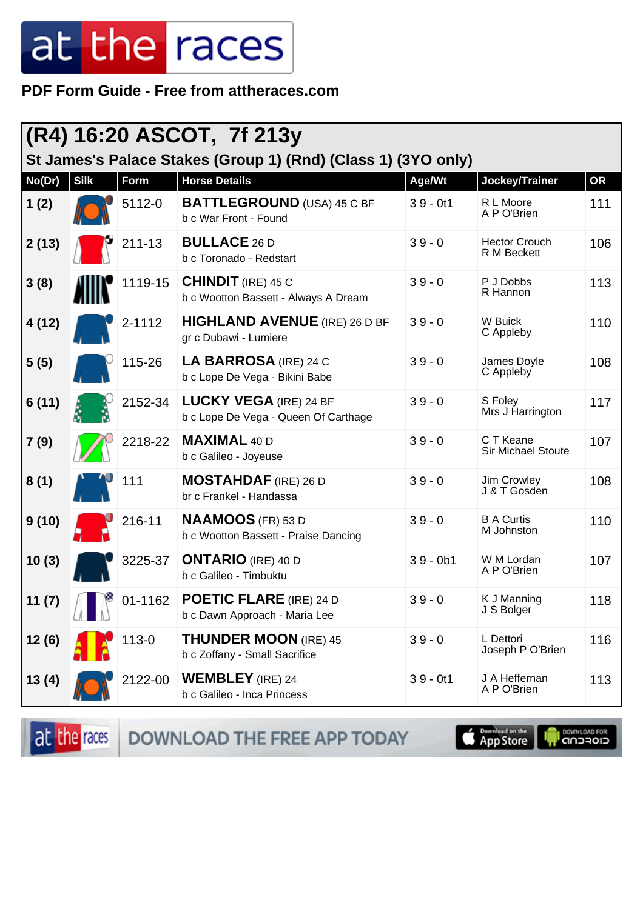# at the races

**PDF Form Guide - Free from attheraces.com**

## (R4) 16:20 ASCOT, 7f 213y

### St James's Palace Stakes (Group 1) (Rnd) (Class 1) (3YO only)

| No(Dr) | Silk | Form | Horse Details | Age/Wt | Jockey/Trainer | OR |
|---|---|---|---|---|---|---|
| 1 (2) | | 5112-0 | **BATTLEGROUND** (USA) 45 C BF<br>b c War Front - Found | 3 9 - 0t1 | R L Moore<br>A P O'Brien | 111 |
| 2 (13) | | 211-13 | **BULLACE** 26 D<br>b c Toronado - Redstart | 3 9 - 0 | Hector Crouch<br>R M Beckett | 106 |
| 3 (8) | | 1119-15 | **CHINDIT** (IRE) 45 C<br>b c Wootton Bassett - Always A Dream | 3 9 - 0 | P J Dobbs<br>R Hannon | 113 |
| 4 (12) | | 2-1112 | **HIGHLAND AVENUE** (IRE) 26 D BF<br>gr c Dubawi - Lumiere | 3 9 - 0 | W Buick<br>C Appleby | 110 |
| 5 (5) | | 115-26 | **LA BARROSA** (IRE) 24 C<br>b c Lope De Vega - Bikini Babe | 3 9 - 0 | James Doyle<br>C Appleby | 108 |
| 6 (11) | | 2152-34 | **LUCKY VEGA** (IRE) 24 BF<br>b c Lope De Vega - Queen Of Carthage | 3 9 - 0 | S Foley<br>Mrs J Harrington | 117 |
| 7 (9) | | 2218-22 | **MAXIMAL** 40 D<br>b c Galileo - Joyeuse | 3 9 - 0 | C T Keane<br>Sir Michael Stoute | 107 |
| 8 (1) | | 111 | **MOSTAHDAF** (IRE) 26 D<br>br c Frankel - Handassa | 3 9 - 0 | Jim Crowley<br>J & T Gosden | 108 |
| 9 (10) | | 216-11 | **NAAMOOS** (FR) 53 D<br>b c Wootton Bassett - Praise Dancing | 3 9 - 0 | B A Curtis<br>M Johnston | 110 |
| 10 (3) | | 3225-37 | **ONTARIO** (IRE) 40 D<br>b c Galileo - Timbuktu | 3 9 - 0b1 | W M Lordan<br>A P O'Brien | 107 |
| 11 (7) | | 01-1162 | **POETIC FLARE** (IRE) 24 D<br>b c Dawn Approach - Maria Lee | 3 9 - 0 | K J Manning<br>J S Bolger | 118 |
| 12 (6) | | 113-0 | **THUNDER MOON** (IRE) 45<br>b c Zoffany - Small Sacrifice | 3 9 - 0 | L Dettori<br>Joseph P O'Brien | 116 |
| 13 (4) | | 2122-00 | **WEMBLEY** (IRE) 24<br>b c Galileo - Inca Princess | 3 9 - 0t1 | J A Heffernan<br>A P O'Brien | 113 |

DOWNLOAD THE FREE APP TODAY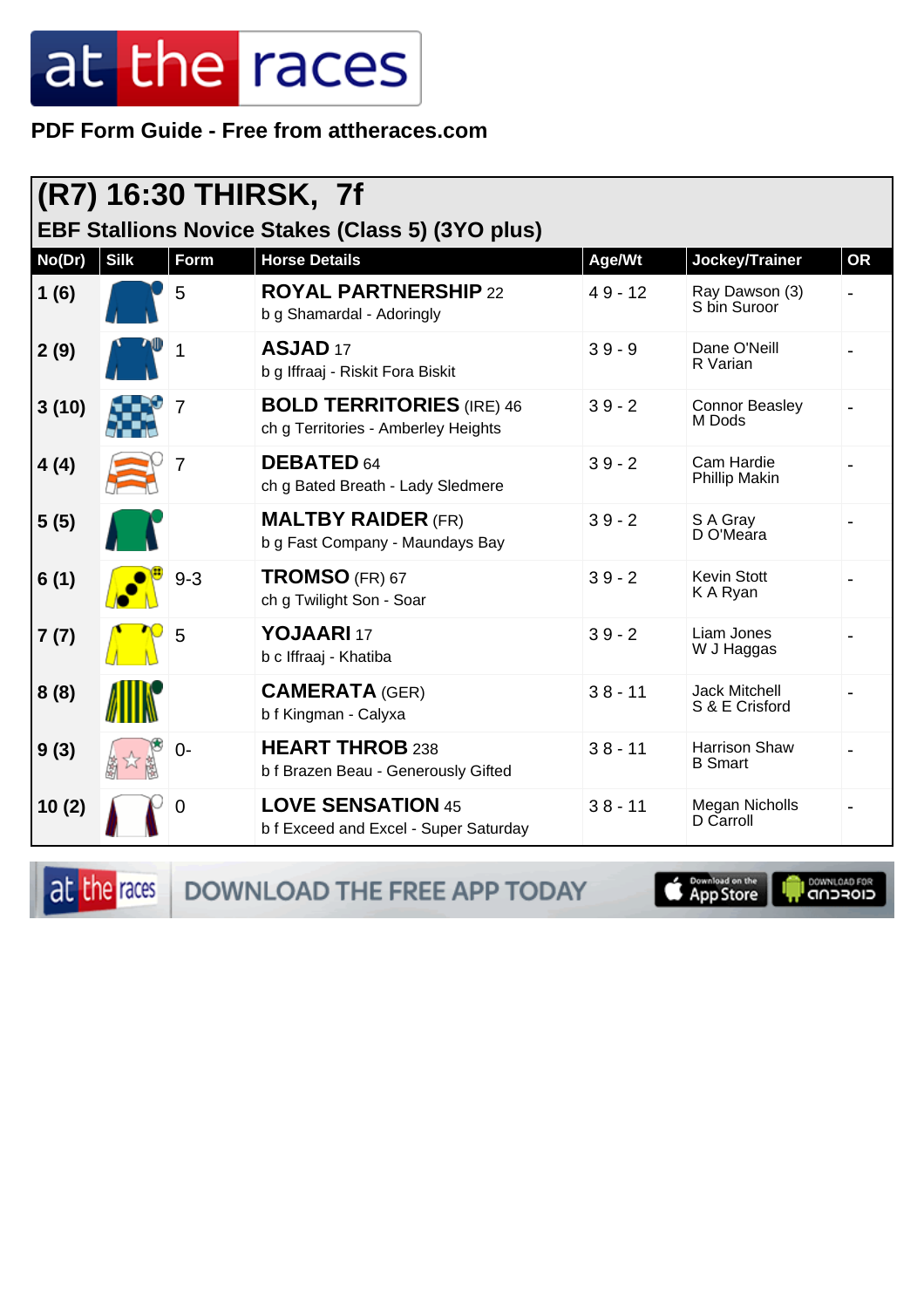# at the races

**PDF Form Guide - Free from attheraces.com**

## (R7) 16:30 THIRSK, 7f

### EBF Stallions Novice Stakes (Class 5) (3YO plus)

| No(Dr) | Silk | Form | Horse Details | Age/Wt | Jockey/Trainer | OR |
|---|---|---|---|---|---|---|
| 1 (6) | | 5 | **ROYAL PARTNERSHIP** 22<br>b g Shamardal - Adoringly | 4 9 - 12 | Ray Dawson (3)<br>S bin Suroor | - |
| 2 (9) | | 1 | **ASJAD** 17<br>b g Iffraaj - Riskit Fora Biskit | 3 9 - 9 | Dane O'Neill<br>R Varian | - |
| 3 (10) | | 7 | **BOLD TERRITORIES** (IRE) 46<br>ch g Territories - Amberley Heights | 3 9 - 2 | Connor Beasley<br>M Dods | - |
| 4 (4) | | 7 | **DEBATED** 64<br>ch g Bated Breath - Lady Sledmere | 3 9 - 2 | Cam Hardie<br>Phillip Makin | - |
| 5 (5) | | | **MALTBY RAIDER** (FR)<br>b g Fast Company - Maundays Bay | 3 9 - 2 | S A Gray<br>D O'Meara | - |
| 6 (1) | | 9-3 | **TROMSO** (FR) 67<br>ch g Twilight Son - Soar | 3 9 - 2 | Kevin Stott<br>K A Ryan | - |
| 7 (7) | | 5 | **YOJAARI** 17<br>b c Iffraaj - Khatiba | 3 9 - 2 | Liam Jones<br>W J Haggas | - |
| 8 (8) | | | **CAMERATA** (GER)<br>b f Kingman - Calyxa | 3 8 - 11 | Jack Mitchell<br>S & E Crisford | - |
| 9 (3) | | 0- | **HEART THROB** 238<br>b f Brazen Beau - Generously Gifted | 3 8 - 11 | Harrison Shaw<br>B Smart | - |
| 10 (2) | | 0 | **LOVE SENSATION** 45<br>b f Exceed and Excel - Super Saturday | 3 8 - 11 | Megan Nicholls<br>D Carroll | - |

at the races — DOWNLOAD THE FREE APP TODAY — Download on the App Store — DOWNLOAD FOR ANDROID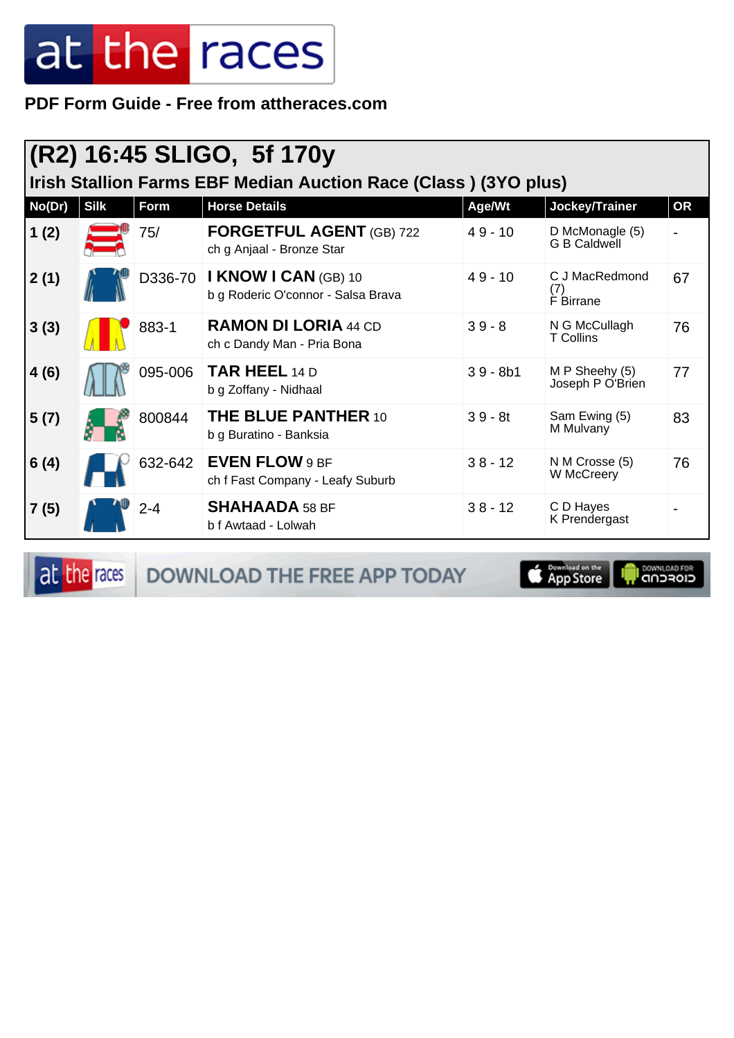PDF Form Guide - Free from attheraces.com

## (R2) 16:45 SLIGO, 5f 170y

### Irish Stallion Farms EBF Median Auction Race (Class ) (3YO plus)

| No(Dr) | Silk | Form | Horse Details | Age/Wt | Jockey/Trainer | OR |
|---|---|---|---|---|---|---|
| 1 (2) | | 75/ | **FORGETFUL AGENT** (GB) 722<br>ch g Anjaal - Bronze Star | 4 9 - 10 | D McMonagle (5)<br>G B Caldwell | - |
| 2 (1) | | D336-70 | **I KNOW I CAN** (GB) 10<br>b g Roderic O'connor - Salsa Brava | 4 9 - 10 | C J MacRedmond (7)<br>F Birrane | 67 |
| 3 (3) | | 883-1 | **RAMON DI LORIA** 44 CD<br>ch c Dandy Man - Pria Bona | 3 9 - 8 | N G McCullagh<br>T Collins | 76 |
| 4 (6) | | 095-006 | **TAR HEEL** 14 D<br>b g Zoffany - Nidhaal | 3 9 - 8b1 | M P Sheehy (5)<br>Joseph P O'Brien | 77 |
| 5 (7) | | 800844 | **THE BLUE PANTHER** 10<br>b g Buratino - Banksia | 3 9 - 8t | Sam Ewing (5)<br>M Mulvany | 83 |
| 6 (4) | | 632-642 | **EVEN FLOW** 9 BF<br>ch f Fast Company - Leafy Suburb | 3 8 - 12 | N M Crosse (5)<br>W McCreery | 76 |
| 7 (5) | | 2-4 | **SHAHAADA** 58 BF<br>b f Awtaad - Lolwah | 3 8 - 12 | C D Hayes<br>K Prendergast | - |

DOWNLOAD THE FREE APP TODAY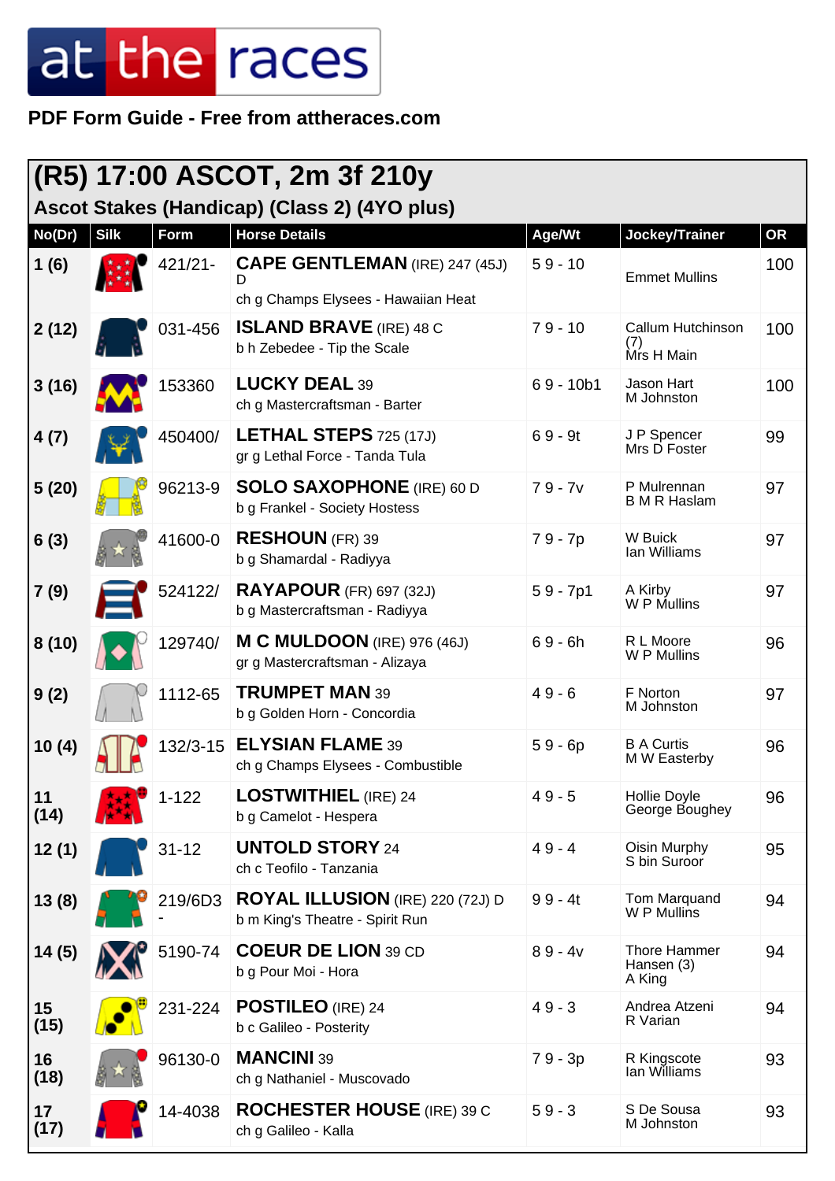# at the races

**PDF Form Guide - Free from attheraces.com**

## (R5) 17:00 ASCOT, 2m 3f 210y

### Ascot Stakes (Handicap) (Class 2) (4YO plus)

| No(Dr) | Silk | Form | Horse Details | Age/Wt | Jockey/Trainer | OR |
|---|---|---|---|---|---|---|
| 1 (6) | | 421/21- | **CAPE GENTLEMAN** (IRE) 247 (45J) D<br>ch g Champs Elysees - Hawaiian Heat | 5 9 - 10 | Emmet Mullins | 100 |
| 2 (12) | | 031-456 | **ISLAND BRAVE** (IRE) 48 C<br>b h Zebedee - Tip the Scale | 7 9 - 10 | Callum Hutchinson (7)<br>Mrs H Main | 100 |
| 3 (16) | | 153360 | **LUCKY DEAL** 39<br>ch g Mastercraftsman - Barter | 6 9 - 10b1 | Jason Hart<br>M Johnston | 100 |
| 4 (7) | | 450400/ | **LETHAL STEPS** 725 (17J)<br>gr g Lethal Force - Tanda Tula | 6 9 - 9t | J P Spencer<br>Mrs D Foster | 99 |
| 5 (20) | | 96213-9 | **SOLO SAXOPHONE** (IRE) 60 D<br>b g Frankel - Society Hostess | 7 9 - 7v | P Mulrennan<br>B M R Haslam | 97 |
| 6 (3) | | 41600-0 | **RESHOUN** (FR) 39<br>b g Shamardal - Radiyya | 7 9 - 7p | W Buick<br>Ian Williams | 97 |
| 7 (9) | | 524122/ | **RAYAPOUR** (FR) 697 (32J)<br>b g Mastercraftsman - Radiyya | 5 9 - 7p1 | A Kirby<br>W P Mullins | 97 |
| 8 (10) | | 129740/ | **M C MULDOON** (IRE) 976 (46J)<br>gr g Mastercraftsman - Alizaya | 6 9 - 6h | R L Moore<br>W P Mullins | 96 |
| 9 (2) | | 1112-65 | **TRUMPET MAN** 39<br>b g Golden Horn - Concordia | 4 9 - 6 | F Norton<br>M Johnston | 97 |
| 10 (4) | | 132/3-15 | **ELYSIAN FLAME** 39<br>ch g Champs Elysees - Combustible | 5 9 - 6p | B A Curtis<br>M W Easterby | 96 |
| 11 (14) | | 1-122 | **LOSTWITHIEL** (IRE) 24<br>b g Camelot - Hespera | 4 9 - 5 | Hollie Doyle<br>George Boughey | 96 |
| 12 (1) | | 31-12 | **UNTOLD STORY** 24<br>ch c Teofilo - Tanzania | 4 9 - 4 | Oisin Murphy<br>S bin Suroor | 95 |
| 13 (8) | | 219/6D3- | **ROYAL ILLUSION** (IRE) 220 (72J) D<br>b m King's Theatre - Spirit Run | 9 9 - 4t | Tom Marquand<br>W P Mullins | 94 |
| 14 (5) | | 5190-74 | **COEUR DE LION** 39 CD<br>b g Pour Moi - Hora | 8 9 - 4v | Thore Hammer Hansen (3)<br>A King | 94 |
| 15 (15) | | 231-224 | **POSTILEO** (IRE) 24<br>b c Galileo - Posterity | 4 9 - 3 | Andrea Atzeni<br>R Varian | 94 |
| 16 (18) | | 96130-0 | **MANCINI** 39<br>ch g Nathaniel - Muscovado | 7 9 - 3p | R Kingscote<br>Ian Williams | 93 |
| 17 (17) | | 14-4038 | **ROCHESTER HOUSE** (IRE) 39 C<br>ch g Galileo - Kalla | 5 9 - 3 | S De Sousa<br>M Johnston | 93 |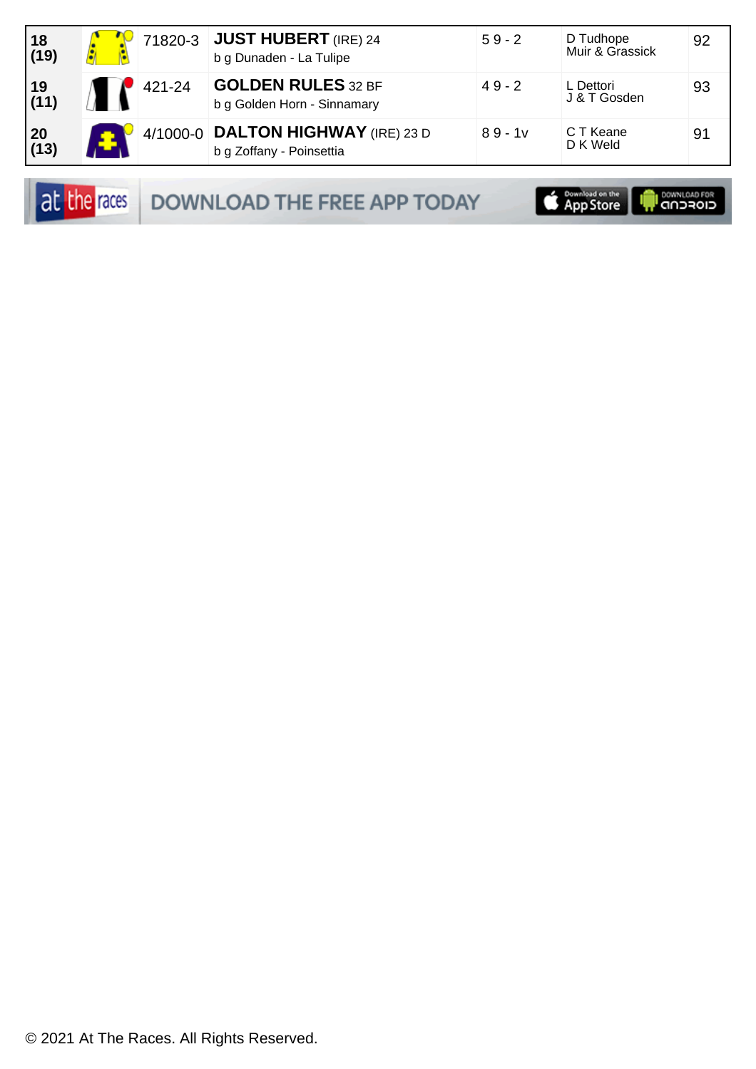| | | | | | | |
|---|---|---|---|---|---|---|
| **18 (19)** | | 71820-3 | **JUST HUBERT** (IRE) 24<br>b g Dunaden - La Tulipe | 5 9 - 2 | D Tudhope<br>Muir & Grassick | 92 |
| **19 (11)** | | 421-24 | **GOLDEN RULES** 32 BF<br>b g Golden Horn - Sinnamary | 4 9 - 2 | L Dettori<br>J & T Gosden | 93 |
| **20 (13)** | | 4/1000-0 | **DALTON HIGHWAY** (IRE) 23 D<br>b g Zoffany - Poinsettia | 8 9 - 1v | C T Keane<br>D K Weld | 91 |

at the races DOWNLOAD THE FREE APP TODAY

Download on the App Store | DOWNLOAD FOR ANDROID

© 2021 At The Races. All Rights Reserved.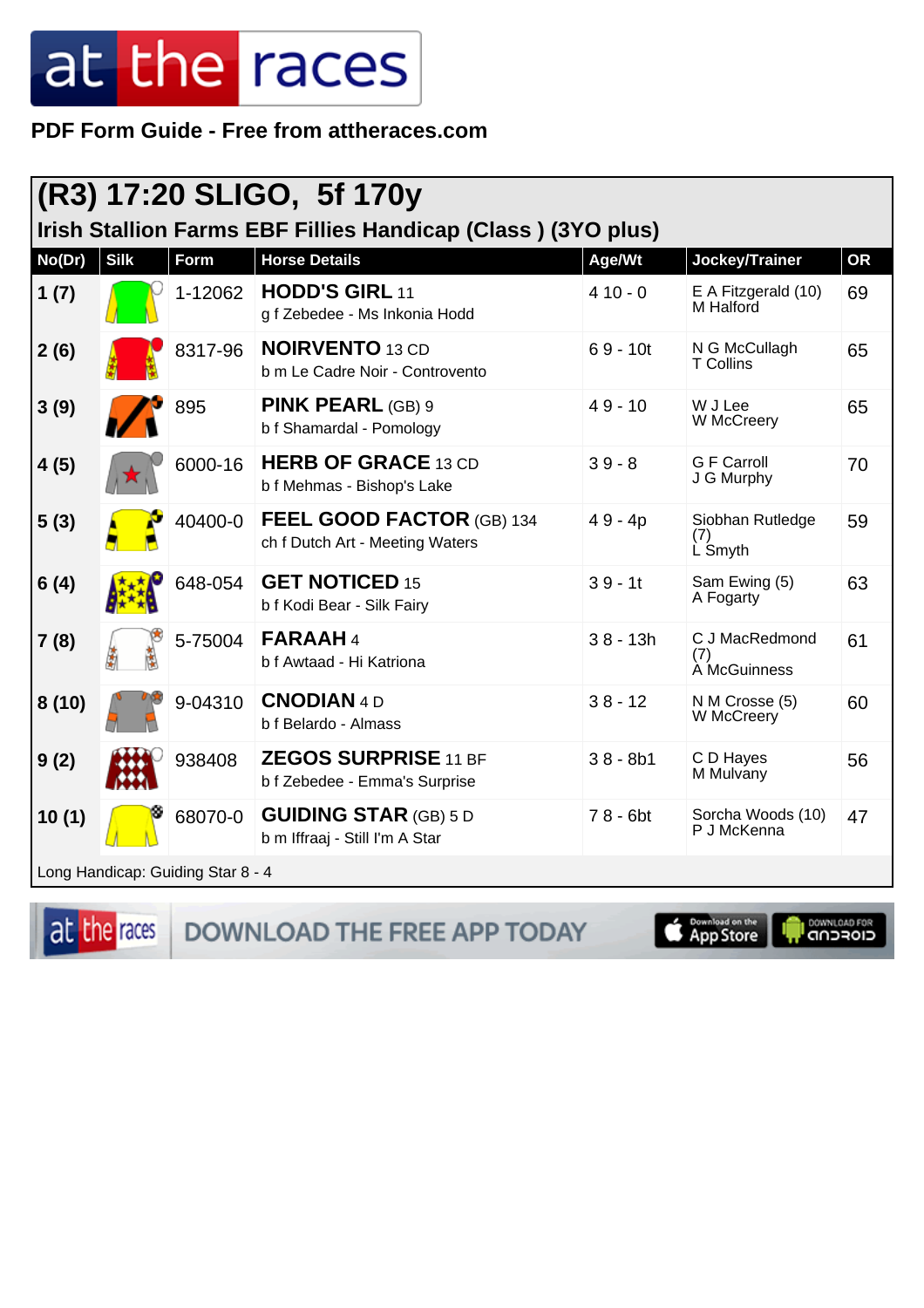PDF Form Guide - Free from attheraces.com

## (R3) 17:20 SLIGO, 5f 170y

### Irish Stallion Farms EBF Fillies Handicap (Class ) (3YO plus)

| No(Dr) | Silk | Form | Horse Details | Age/Wt | Jockey/Trainer | OR |
|---|---|---|---|---|---|---|
| 1 (7) | | 1-12062 | **HODD'S GIRL** 11<br>g f Zebedee - Ms Inkonia Hodd | 4 10 - 0 | E A Fitzgerald (10)<br>M Halford | 69 |
| 2 (6) | | 8317-96 | **NOIRVENTO** 13 CD<br>b m Le Cadre Noir - Controvento | 6 9 - 10t | N G McCullagh<br>T Collins | 65 |
| 3 (9) | | 895 | **PINK PEARL** (GB) 9<br>b f Shamardal - Pomology | 4 9 - 10 | W J Lee<br>W McCreery | 65 |
| 4 (5) | | 6000-16 | **HERB OF GRACE** 13 CD<br>b f Mehmas - Bishop's Lake | 3 9 - 8 | G F Carroll<br>J G Murphy | 70 |
| 5 (3) | | 40400-0 | **FEEL GOOD FACTOR** (GB) 134<br>ch f Dutch Art - Meeting Waters | 4 9 - 4p | Siobhan Rutledge (7)<br>L Smyth | 59 |
| 6 (4) | | 648-054 | **GET NOTICED** 15<br>b f Kodi Bear - Silk Fairy | 3 9 - 1t | Sam Ewing (5)<br>A Fogarty | 63 |
| 7 (8) | | 5-75004 | **FARAAH** 4<br>b f Awtaad - Hi Katriona | 3 8 - 13h | C J MacRedmond (7)<br>A McGuinness | 61 |
| 8 (10) | | 9-04310 | **CNODIAN** 4 D<br>b f Belardo - Almass | 3 8 - 12 | N M Crosse (5)<br>W McCreery | 60 |
| 9 (2) | | 938408 | **ZEGOS SURPRISE** 11 BF<br>b f Zebedee - Emma's Surprise | 3 8 - 8b1 | C D Hayes<br>M Mulvany | 56 |
| 10 (1) | | 68070-0 | **GUIDING STAR** (GB) 5 D<br>b m Iffraaj - Still I'm A Star | 7 8 - 6bt | Sorcha Woods (10)<br>P J McKenna | 47 |

Long Handicap: Guiding Star 8 - 4

DOWNLOAD THE FREE APP TODAY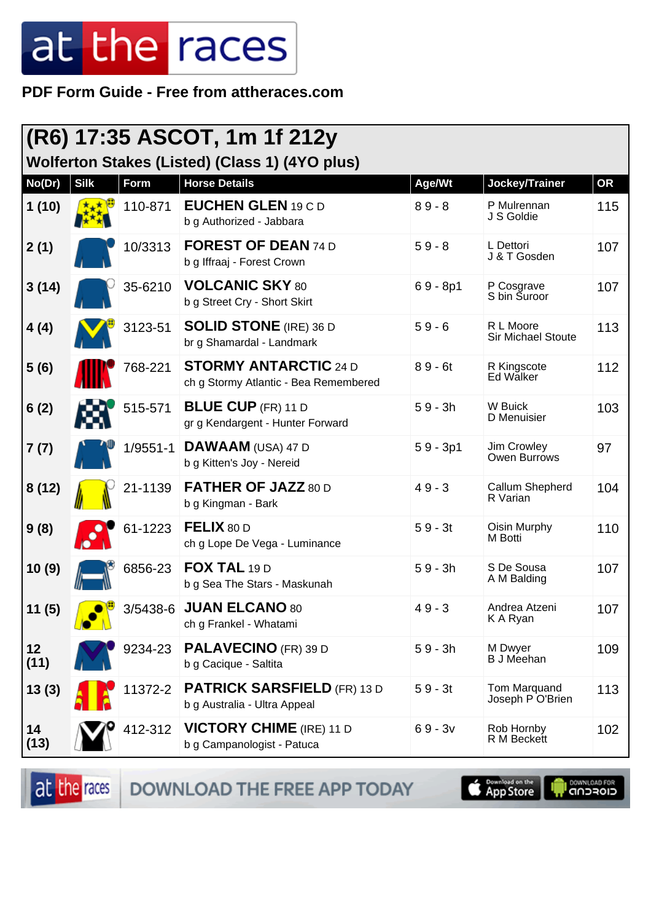# at the races

**PDF Form Guide - Free from attheraces.com**

## (R6) 17:35 ASCOT, 1m 1f 212y

### Wolferton Stakes (Listed) (Class 1) (4YO plus)

| No(Dr) | Silk | Form | Horse Details | Age/Wt | Jockey/Trainer | OR |
|---|---|---|---|---|---|---|
| 1 (10) | | 110-871 | **EUCHEN GLEN** 19 C D<br>b g Authorized - Jabbara | 8 9 - 8 | P Mulrennan<br>J S Goldie | 115 |
| 2 (1) | | 10/3313 | **FOREST OF DEAN** 74 D<br>b g Iffraaj - Forest Crown | 5 9 - 8 | L Dettori<br>J & T Gosden | 107 |
| 3 (14) | | 35-6210 | **VOLCANIC SKY** 80<br>b g Street Cry - Short Skirt | 6 9 - 8p1 | P Cosgrave<br>S bin Suroor | 107 |
| 4 (4) | | 3123-51 | **SOLID STONE** (IRE) 36 D<br>br g Shamardal - Landmark | 5 9 - 6 | R L Moore<br>Sir Michael Stoute | 113 |
| 5 (6) | | 768-221 | **STORMY ANTARCTIC** 24 D<br>ch g Stormy Atlantic - Bea Remembered | 8 9 - 6t | R Kingscote<br>Ed Walker | 112 |
| 6 (2) | | 515-571 | **BLUE CUP** (FR) 11 D<br>gr g Kendargent - Hunter Forward | 5 9 - 3h | W Buick<br>D Menuisier | 103 |
| 7 (7) | | 1/9551-1 | **DAWAAM** (USA) 47 D<br>b g Kitten's Joy - Nereid | 5 9 - 3p1 | Jim Crowley<br>Owen Burrows | 97 |
| 8 (12) | | 21-1139 | **FATHER OF JAZZ** 80 D<br>b g Kingman - Bark | 4 9 - 3 | Callum Shepherd<br>R Varian | 104 |
| 9 (8) | | 61-1223 | **FELIX** 80 D<br>ch g Lope De Vega - Luminance | 5 9 - 3t | Oisin Murphy<br>M Botti | 110 |
| 10 (9) | | 6856-23 | **FOX TAL** 19 D<br>b g Sea The Stars - Maskunah | 5 9 - 3h | S De Sousa<br>A M Balding | 107 |
| 11 (5) | | 3/5438-6 | **JUAN ELCANO** 80<br>ch g Frankel - Whatami | 4 9 - 3 | Andrea Atzeni<br>K A Ryan | 107 |
| 12 (11) | | 9234-23 | **PALAVECINO** (FR) 39 D<br>b g Cacique - Saltita | 5 9 - 3h | M Dwyer<br>B J Meehan | 109 |
| 13 (3) | | 11372-2 | **PATRICK SARSFIELD** (FR) 13 D<br>b g Australia - Ultra Appeal | 5 9 - 3t | Tom Marquand<br>Joseph P O'Brien | 113 |
| 14 (13) | | 412-312 | **VICTORY CHIME** (IRE) 11 D<br>b g Campanologist - Patuca | 6 9 - 3v | Rob Hornby<br>R M Beckett | 102 |

DOWNLOAD THE FREE APP TODAY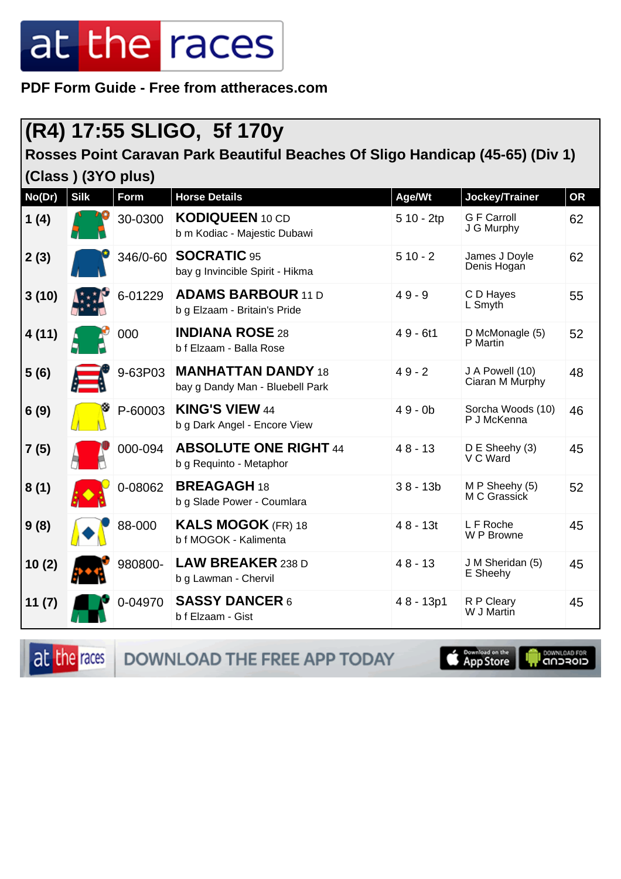PDF Form Guide - Free from attheraces.com

## (R4) 17:55 SLIGO, 5f 170y

### Rosses Point Caravan Park Beautiful Beaches Of Sligo Handicap (45-65) (Div 1) (Class ) (3YO plus)

| No(Dr) | Silk | Form | Horse Details | Age/Wt | Jockey/Trainer | OR |
|---|---|---|---|---|---|---|
| 1 (4) | | 30-0300 | **KODIQUEEN** 10 CD<br>b m Kodiac - Majestic Dubawi | 5 10 - 2tp | G F Carroll<br>J G Murphy | 62 |
| 2 (3) | | 346/0-60 | **SOCRATIC** 95<br>bay g Invincible Spirit - Hikma | 5 10 - 2 | James J Doyle<br>Denis Hogan | 62 |
| 3 (10) | | 6-01229 | **ADAMS BARBOUR** 11 D<br>b g Elzaam - Britain's Pride | 4 9 - 9 | C D Hayes<br>L Smyth | 55 |
| 4 (11) | | 000 | **INDIANA ROSE** 28<br>b f Elzaam - Balla Rose | 4 9 - 6t1 | D McMonagle (5)<br>P Martin | 52 |
| 5 (6) | | 9-63P03 | **MANHATTAN DANDY** 18<br>bay g Dandy Man - Bluebell Park | 4 9 - 2 | J A Powell (10)<br>Ciaran M Murphy | 48 |
| 6 (9) | | P-60003 | **KING'S VIEW** 44<br>b g Dark Angel - Encore View | 4 9 - 0b | Sorcha Woods (10)<br>P J McKenna | 46 |
| 7 (5) | | 000-094 | **ABSOLUTE ONE RIGHT** 44<br>b g Requinto - Metaphor | 4 8 - 13 | D E Sheehy (3)<br>V C Ward | 45 |
| 8 (1) | | 0-08062 | **BREAGAGH** 18<br>b g Slade Power - Coumlara | 3 8 - 13b | M P Sheehy (5)<br>M C Grassick | 52 |
| 9 (8) | | 88-000 | **KALS MOGOK** (FR) 18<br>b f MOGOK - Kalimenta | 4 8 - 13t | L F Roche<br>W P Browne | 45 |
| 10 (2) | | 980800- | **LAW BREAKER** 238 D<br>b g Lawman - Chervil | 4 8 - 13 | J M Sheridan (5)<br>E Sheehy | 45 |
| 11 (7) | | 0-04970 | **SASSY DANCER** 6<br>b f Elzaam - Gist | 4 8 - 13p1 | R P Cleary<br>W J Martin | 45 |

DOWNLOAD THE FREE APP TODAY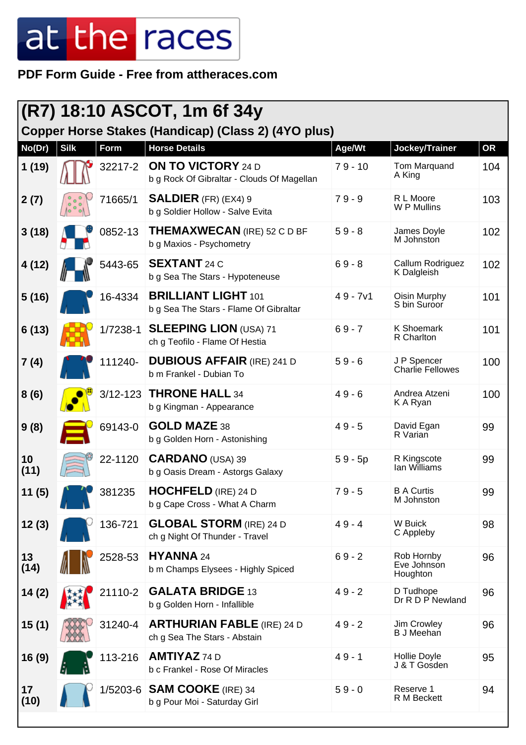# at the races

**PDF Form Guide - Free from attheraces.com**

## (R7) 18:10 ASCOT, 1m 6f 34y

### Copper Horse Stakes (Handicap) (Class 2) (4YO plus)

| No(Dr) | Silk | Form | Horse Details | Age/Wt | Jockey/Trainer | OR |
|---|---|---|---|---|---|---|
| 1 (19) | | 32217-2 | **ON TO VICTORY** 24 D<br>b g Rock Of Gibraltar - Clouds Of Magellan | 7 9 - 10 | Tom Marquand<br>A King | 104 |
| 2 (7) | | 71665/1 | **SALDIER** (FR) (EX4) 9<br>b g Soldier Hollow - Salve Evita | 7 9 - 9 | R L Moore<br>W P Mullins | 103 |
| 3 (18) | | 0852-13 | **THEMAXWECAN** (IRE) 52 C D BF<br>b g Maxios - Psychometry | 5 9 - 8 | James Doyle<br>M Johnston | 102 |
| 4 (12) | | 5443-65 | **SEXTANT** 24 C<br>b g Sea The Stars - Hypoteneuse | 6 9 - 8 | Callum Rodriguez<br>K Dalgleish | 102 |
| 5 (16) | | 16-4334 | **BRILLIANT LIGHT** 101<br>b g Sea The Stars - Flame Of Gibraltar | 4 9 - 7v1 | Oisin Murphy<br>S bin Suroor | 101 |
| 6 (13) | | 1/7238-1 | **SLEEPING LION** (USA) 71<br>ch g Teofilo - Flame Of Hestia | 6 9 - 7 | K Shoemark<br>R Charlton | 101 |
| 7 (4) | | 111240- | **DUBIOUS AFFAIR** (IRE) 241 D<br>b m Frankel - Dubian To | 5 9 - 6 | J P Spencer<br>Charlie Fellowes | 100 |
| 8 (6) | | 3/12-123 | **THRONE HALL** 34<br>b g Kingman - Appearance | 4 9 - 6 | Andrea Atzeni<br>K A Ryan | 100 |
| 9 (8) | | 69143-0 | **GOLD MAZE** 38<br>b g Golden Horn - Astonishing | 4 9 - 5 | David Egan<br>R Varian | 99 |
| 10 (11) | | 22-1120 | **CARDANO** (USA) 39<br>b g Oasis Dream - Astorgs Galaxy | 5 9 - 5p | R Kingscote<br>Ian Williams | 99 |
| 11 (5) | | 381235 | **HOCHFELD** (IRE) 24 D<br>b g Cape Cross - What A Charm | 7 9 - 5 | B A Curtis<br>M Johnston | 99 |
| 12 (3) | | 136-721 | **GLOBAL STORM** (IRE) 24 D<br>ch g Night Of Thunder - Travel | 4 9 - 4 | W Buick<br>C Appleby | 98 |
| 13 (14) | | 2528-53 | **HYANNA** 24<br>b m Champs Elysees - Highly Spiced | 6 9 - 2 | Rob Hornby<br>Eve Johnson Houghton | 96 |
| 14 (2) | | 21110-2 | **GALATA BRIDGE** 13<br>b g Golden Horn - Infallible | 4 9 - 2 | D Tudhope<br>Dr R D P Newland | 96 |
| 15 (1) | | 31240-4 | **ARTHURIAN FABLE** (IRE) 24 D<br>ch g Sea The Stars - Abstain | 4 9 - 2 | Jim Crowley<br>B J Meehan | 96 |
| 16 (9) | | 113-216 | **AMTIYAZ** 74 D<br>b c Frankel - Rose Of Miracles | 4 9 - 1 | Hollie Doyle<br>J & T Gosden | 95 |
| 17 (10) | | 1/5203-6 | **SAM COOKE** (IRE) 34<br>b g Pour Moi - Saturday Girl | 5 9 - 0 | Reserve 1<br>R M Beckett | 94 |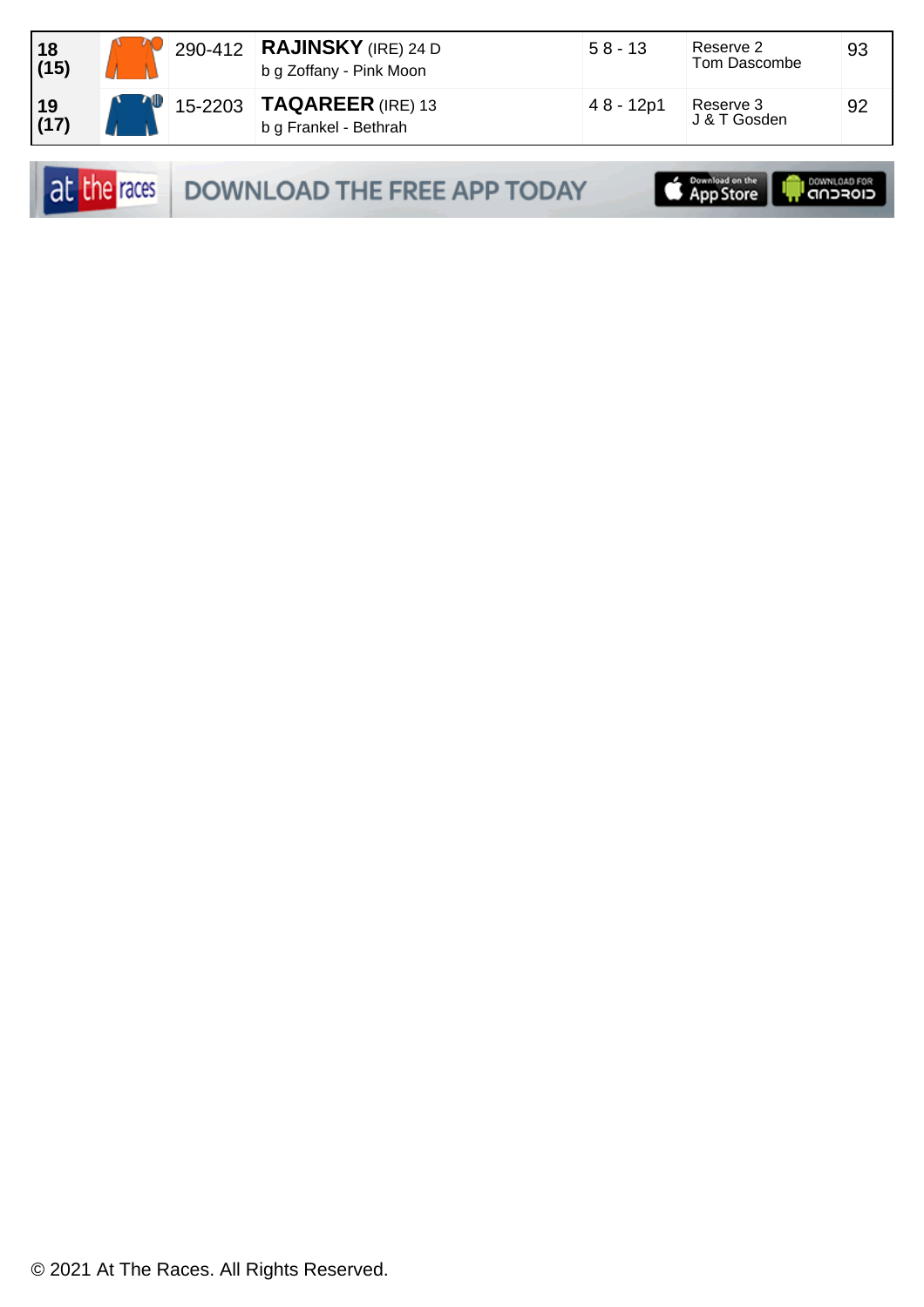| 18 (15) | | 290-412 | **RAJINSKY** (IRE) 24 D<br>b g Zoffany - Pink Moon | 5 8 - 13 | Reserve 2<br>Tom Dascombe | 93 |
|---|---|---|---|---|---|---|
| 19 (17) | | 15-2203 | **TAQAREER** (IRE) 13<br>b g Frankel - Bethrah | 4 8 - 12p1 | Reserve 3<br>J & T Gosden | 92 |

at the races DOWNLOAD THE FREE APP TODAY Download on the App Store DOWNLOAD FOR ANDROID

© 2021 At The Races. All Rights Reserved.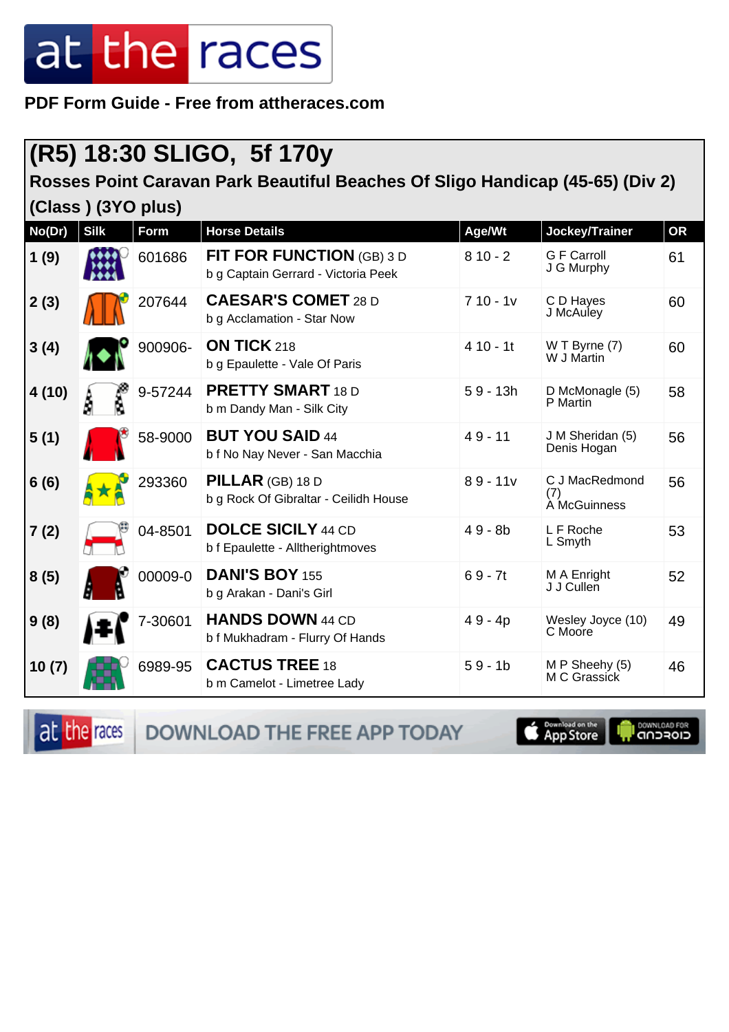PDF Form Guide - Free from attheraces.com

## (R5) 18:30 SLIGO, 5f 170y

### Rosses Point Caravan Park Beautiful Beaches Of Sligo Handicap (45-65) (Div 2) (Class ) (3YO plus)

| No(Dr) | Silk | Form | Horse Details | Age/Wt | Jockey/Trainer | OR |
|---|---|---|---|---|---|---|
| 1 (9) | | 601686 | **FIT FOR FUNCTION** (GB) 3 D<br>b g Captain Gerrard - Victoria Peek | 8 10 - 2 | G F Carroll<br>J G Murphy | 61 |
| 2 (3) | | 207644 | **CAESAR'S COMET** 28 D<br>b g Acclamation - Star Now | 7 10 - 1v | C D Hayes<br>J McAuley | 60 |
| 3 (4) | | 900906- | **ON TICK** 218<br>b g Epaulette - Vale Of Paris | 4 10 - 1t | W T Byrne (7)<br>W J Martin | 60 |
| 4 (10) | | 9-57244 | **PRETTY SMART** 18 D<br>b m Dandy Man - Silk City | 5 9 - 13h | D McMonagle (5)<br>P Martin | 58 |
| 5 (1) | | 58-9000 | **BUT YOU SAID** 44<br>b f No Nay Never - San Macchia | 4 9 - 11 | J M Sheridan (5)<br>Denis Hogan | 56 |
| 6 (6) | | 293360 | **PILLAR** (GB) 18 D<br>b g Rock Of Gibraltar - Ceilidh House | 8 9 - 11v | C J MacRedmond (7)<br>A McGuinness | 56 |
| 7 (2) | | 04-8501 | **DOLCE SICILY** 44 CD<br>b f Epaulette - Alltherightmoves | 4 9 - 8b | L F Roche<br>L Smyth | 53 |
| 8 (5) | | 00009-0 | **DANI'S BOY** 155<br>b g Arakan - Dani's Girl | 6 9 - 7t | M A Enright<br>J J Cullen | 52 |
| 9 (8) | | 7-30601 | **HANDS DOWN** 44 CD<br>b f Mukhadram - Flurry Of Hands | 4 9 - 4p | Wesley Joyce (10)<br>C Moore | 49 |
| 10 (7) | | 6989-95 | **CACTUS TREE** 18<br>b m Camelot - Limetree Lady | 5 9 - 1b | M P Sheehy (5)<br>M C Grassick | 46 |

DOWNLOAD THE FREE APP TODAY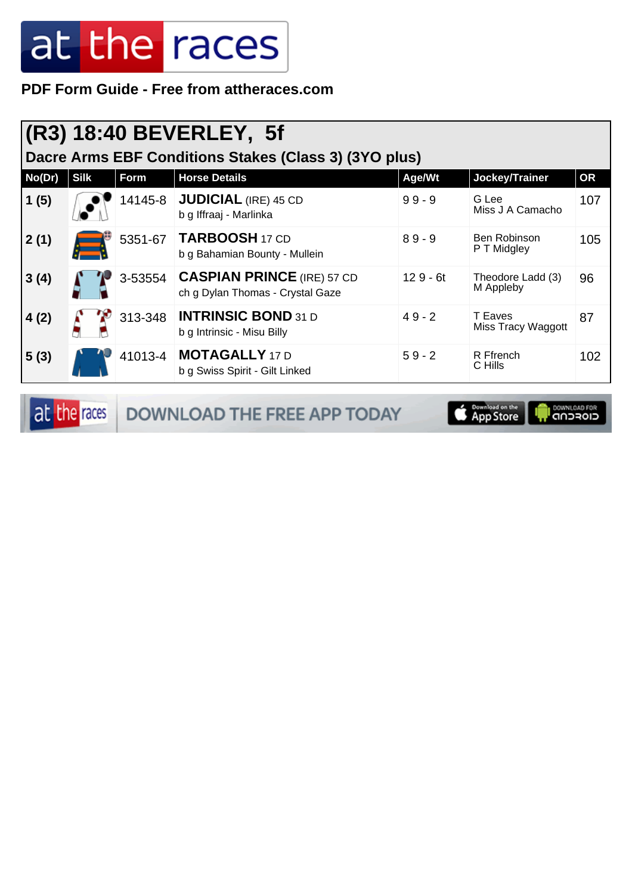**PDF Form Guide - Free from attheraces.com**

## (R3) 18:40 BEVERLEY, 5f

### Dacre Arms EBF Conditions Stakes (Class 3) (3YO plus)

| No(Dr) | Silk | Form | Horse Details | Age/Wt | Jockey/Trainer | OR |
|---|---|---|---|---|---|---|
| 1 (5) | | 14145-8 | **JUDICIAL** (IRE) 45 CD<br>b g Iffraaj - Marlinka | 9 9 - 9 | G Lee<br>Miss J A Camacho | 107 |
| 2 (1) | | 5351-67 | **TARBOOSH** 17 CD<br>b g Bahamian Bounty - Mullein | 8 9 - 9 | Ben Robinson<br>P T Midgley | 105 |
| 3 (4) | | 3-53554 | **CASPIAN PRINCE** (IRE) 57 CD<br>ch g Dylan Thomas - Crystal Gaze | 12 9 - 6t | Theodore Ladd (3)<br>M Appleby | 96 |
| 4 (2) | | 313-348 | **INTRINSIC BOND** 31 D<br>b g Intrinsic - Misu Billy | 4 9 - 2 | T Eaves<br>Miss Tracy Waggott | 87 |
| 5 (3) | | 41013-4 | **MOTAGALLY** 17 D<br>b g Swiss Spirit - Gilt Linked | 5 9 - 2 | R Ffrench<br>C Hills | 102 |

DOWNLOAD THE FREE APP TODAY